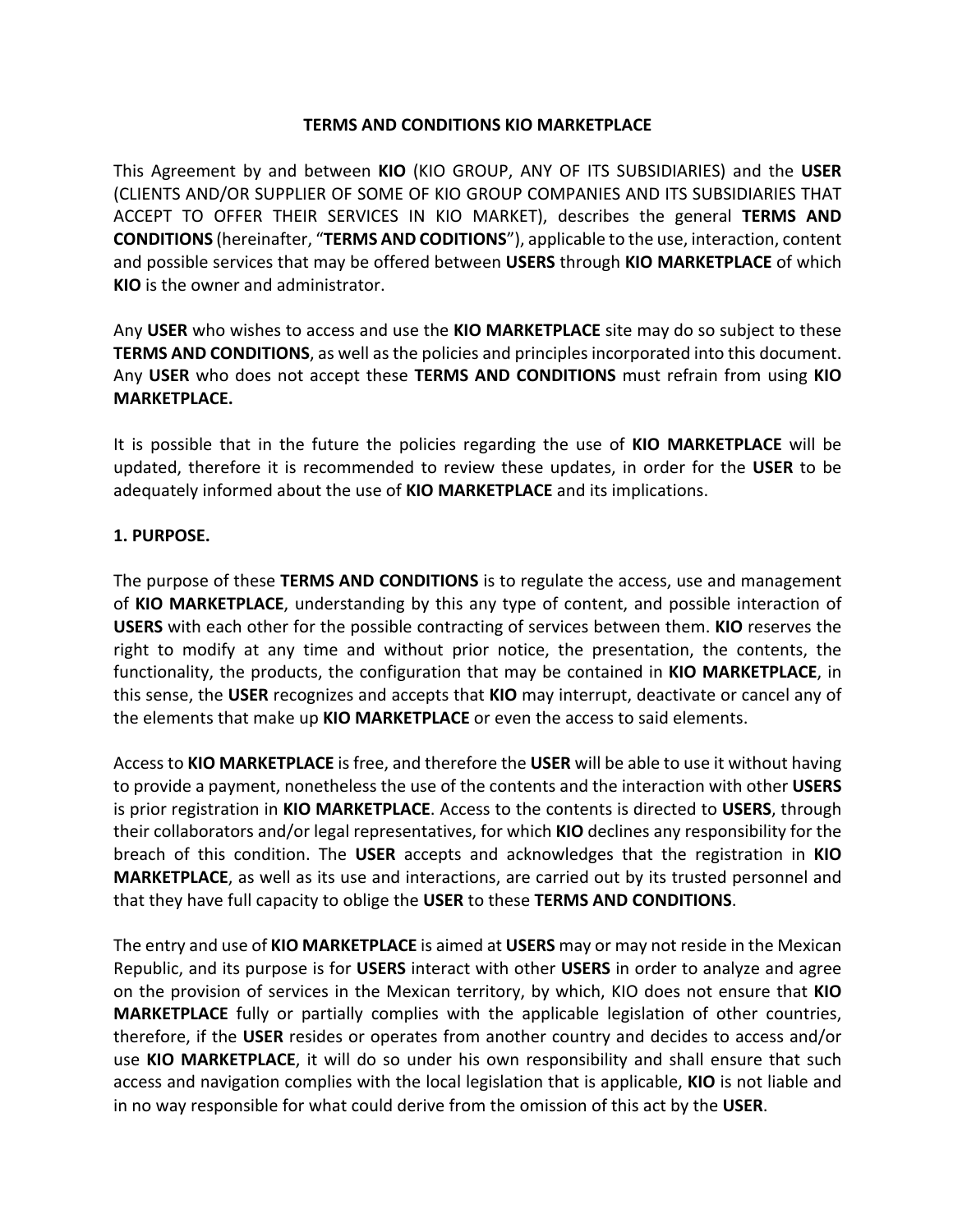# TERMS AND CONDITIONS KIO MARKETPLACE

This Agreement by and between **KIO** (KIO GROUP, ANY OF ITS SUBSIDIARIES) and the **USER** (CLIENTS AND/OR SUPPLIER OF SOME OF KIO GROUP COMPANIES AND ITS SUBSIDIARIES THAT ACCEPT TO OFFER THEIR SERVICES IN KIO MARKET), describes the general **TERMS AND CONDITIONS** (hereinafter, "**TERMS AND CODITIONS**"), applicable to the use, interaction, content and possible services that may be offered between **USERS** through **KIO MARKETPLACE** of which **KIO** is the owner and administrator.

Any **USER** who wishes to access and use the **KIO MARKETPLACE** site may do so subject to these **TERMS AND CONDITIONS**, as well as the policies and principles incorporated into this document. Any **USER** who does not accept these **TERMS AND CONDITIONS** must refrain from using **KIO MARKETPLACE.**

It is possible that in the future the policies regarding the use of **KIO MARKETPLACE** will be updated, therefore it is recommended to review these updates, in order for the **USER** to be adequately informed about the use of **KIO MARKETPLACE** and its implications.

## 1. PURPOSE.

The purpose of these **TERMS AND CONDITIONS** is to regulate the access, use and management of **KIO MARKETPLACE**, understanding by this any type of content, and possible interaction of **USERS** with each other for the possible contracting of services between them. **KIO** reserves the right to modify at any time and without prior notice, the presentation, the contents, the functionality, the products, the configuration that may be contained in **KIO MARKETPLACE**, in this sense, the **USER** recognizes and accepts that **KIO** may interrupt, deactivate or cancel any of the elements that make up **KIO MARKETPLACE** or even the access to said elements.

Access to **KIO MARKETPLACE** is free, and therefore the **USER** will be able to use it without having to provide a payment, nonetheless the use of the contents and the interaction with other **USERS** is prior registration in **KIO MARKETPLACE**. Access to the contents is directed to **USERS**, through their collaborators and/or legal representatives, for which **KIO** declines any responsibility for the breach of this condition. The **USER** accepts and acknowledges that the registration in **KIO MARKETPLACE**, as well as its use and interactions, are carried out by its trusted personnel and that they have full capacity to oblige the **USER** to these **TERMS AND CONDITIONS**.

The entry and use of **KIO MARKETPLACE** is aimed at **USERS** may or may not reside in the Mexican Republic, and its purpose is for **USERS** interact with other **USERS** in order to analyze and agree on the provision of services in the Mexican territory, by which, KIO does not ensure that **KIO MARKETPLACE** fully or partially complies with the applicable legislation of other countries, therefore, if the **USER** resides or operates from another country and decides to access and/or use **KIO MARKETPLACE**, it will do so under his own responsibility and shall ensure that such access and navigation complies with the local legislation that is applicable, **KIO** is not liable and in no way responsible for what could derive from the omission of this act by the **USER**.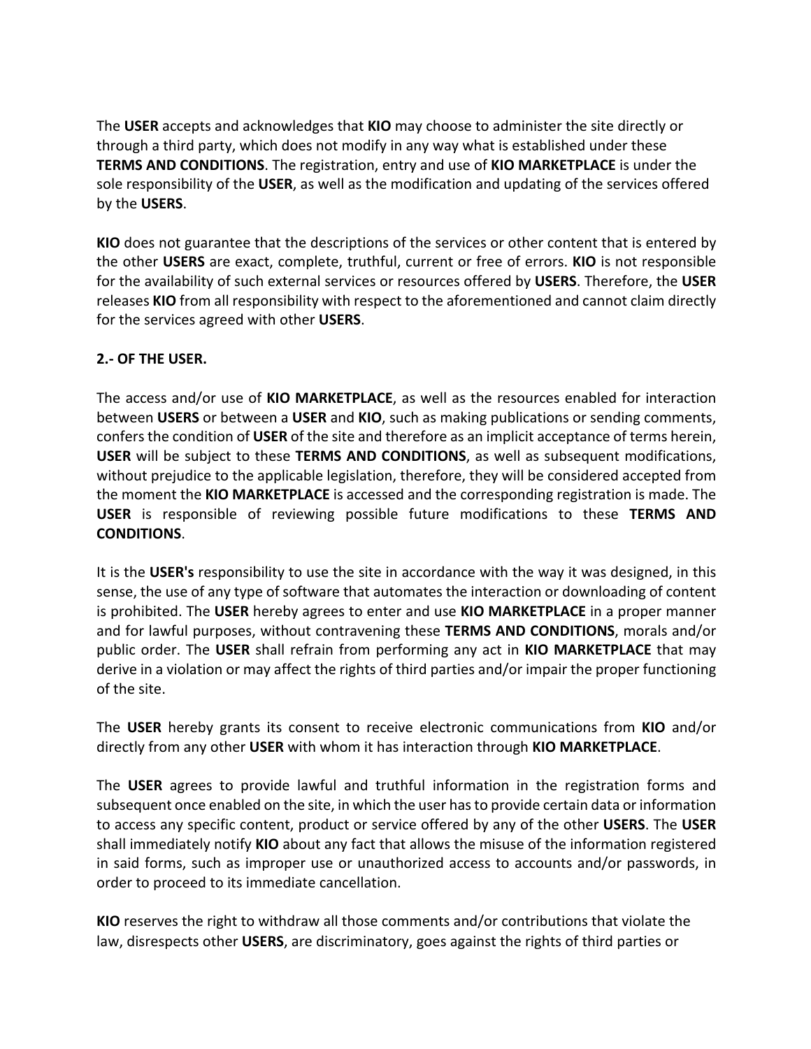The **USER** accepts and acknowledges that **KIO** may choose to administer the site directly or through a third party, which does not modify in any way what is established under these **TERMS AND CONDITIONS**. The registration, entry and use of **KIO MARKETPLACE** is under the sole responsibility of the **USER**, as well as the modification and updating of the services offered by the **USERS**.

**KIO** does not guarantee that the descriptions of the services or other content that is entered by the other **USERS** are exact, complete, truthful, current or free of errors. **KIO** is not responsible for the availability of such external services or resources offered by **USERS**. Therefore, the **USER** releases **KIO** from all responsibility with respect to the aforementioned and cannot claim directly for the services agreed with other **USERS**.

**2.- OF THE USER.**

The access and/or use of **KIO MARKETPLACE**, as well as the resources enabled for interaction between **USERS** or between a **USER** and **KIO**, such as making publications or sending comments, confers the condition of **USER** of the site and therefore as an implicit acceptance of terms herein, **USER** will be subject to these **TERMS AND CONDITIONS**, as well as subsequent modifications, without prejudice to the applicable legislation, therefore, they will be considered accepted from the moment the **KIO MARKETPLACE** is accessed and the corresponding registration is made. The **USER** is responsible of reviewing possible future modifications to these **TERMS AND CONDITIONS**.

It is the **USER's** responsibility to use the site in accordance with the way it was designed, in this sense, the use of any type of software that automates the interaction or downloading of content is prohibited. The **USER** hereby agrees to enter and use **KIO MARKETPLACE** in a proper manner and for lawful purposes, without contravening these **TERMS AND CONDITIONS**, morals and/or public order. The **USER** shall refrain from performing any act in **KIO MARKETPLACE** that may derive in a violation or may affect the rights of third parties and/or impair the proper functioning of the site.

The **USER** hereby grants its consent to receive electronic communications from **KIO** and/or directly from any other **USER** with whom it has interaction through **KIO MARKETPLACE**.

The **USER** agrees to provide lawful and truthful information in the registration forms and subsequent once enabled on the site, in which the user has to provide certain data or information to access any specific content, product or service offered by any of the other **USERS**. The **USER** shall immediately notify **KIO** about any fact that allows the misuse of the information registered in said forms, such as improper use or unauthorized access to accounts and/or passwords, in order to proceed to its immediate cancellation.

**KIO** reserves the right to withdraw all those comments and/or contributions that violate the law, disrespects other **USERS**, are discriminatory, goes against the rights of third parties or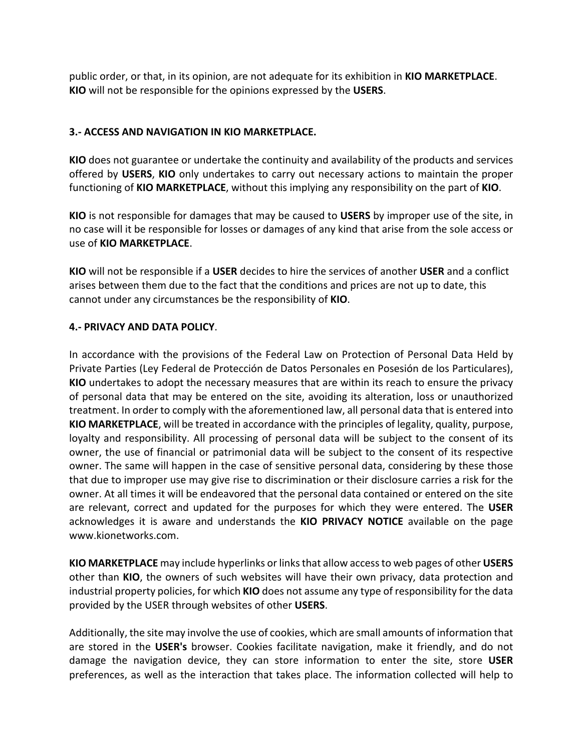public order, or that, in its opinion, are not adequate for its exhibition in **KIO MARKETPLACE**. **KIO** will not be responsible for the opinions expressed by the **USERS**.

**3.- ACCESS AND NAVIGATION IN KIO MARKETPLACE.**

**KIO** does not guarantee or undertake the continuity and availability of the products and services offered by **USERS**, **KIO** only undertakes to carry out necessary actions to maintain the proper functioning of **KIO MARKETPLACE**, without this implying any responsibility on the part of **KIO**.

**KIO** is not responsible for damages that may be caused to **USERS** by improper use of the site, in no case will it be responsible for losses or damages of any kind that arise from the sole access or use of **KIO MARKETPLACE**.

**KIO** will not be responsible if a **USER** decides to hire the services of another **USER** and a conflict arises between them due to the fact that the conditions and prices are not up to date, this cannot under any circumstances be the responsibility of **KIO**.

**4.- PRIVACY AND DATA POLICY**.

In accordance with the provisions of the Federal Law on Protection of Personal Data Held by Private Parties (Ley Federal de Protección de Datos Personales en Posesión de los Particulares), **KIO** undertakes to adopt the necessary measures that are within its reach to ensure the privacy of personal data that may be entered on the site, avoiding its alteration, loss or unauthorized treatment. In order to comply with the aforementioned law, all personal data that is entered into **KIO MARKETPLACE**, will be treated in accordance with the principles of legality, quality, purpose, loyalty and responsibility. All processing of personal data will be subject to the consent of its owner, the use of financial or patrimonial data will be subject to the consent of its respective owner. The same will happen in the case of sensitive personal data, considering by these those that due to improper use may give rise to discrimination or their disclosure carries a risk for the owner. At all times it will be endeavored that the personal data contained or entered on the site are relevant, correct and updated for the purposes for which they were entered. The **USER** acknowledges it is aware and understands the **KIO PRIVACY NOTICE** available on the page www.kionetworks.com.

**KIO MARKETPLACE** may include hyperlinks or links that allow access to web pages of other **USERS** other than **KIO**, the owners of such websites will have their own privacy, data protection and industrial property policies, for which **KIO** does not assume any type of responsibility for the data provided by the USER through websites of other **USERS**.

Additionally, the site may involve the use of cookies, which are small amounts of information that are stored in the **USER's** browser. Cookies facilitate navigation, make it friendly, and do not damage the navigation device, they can store information to enter the site, store **USER** preferences, as well as the interaction that takes place. The information collected will help to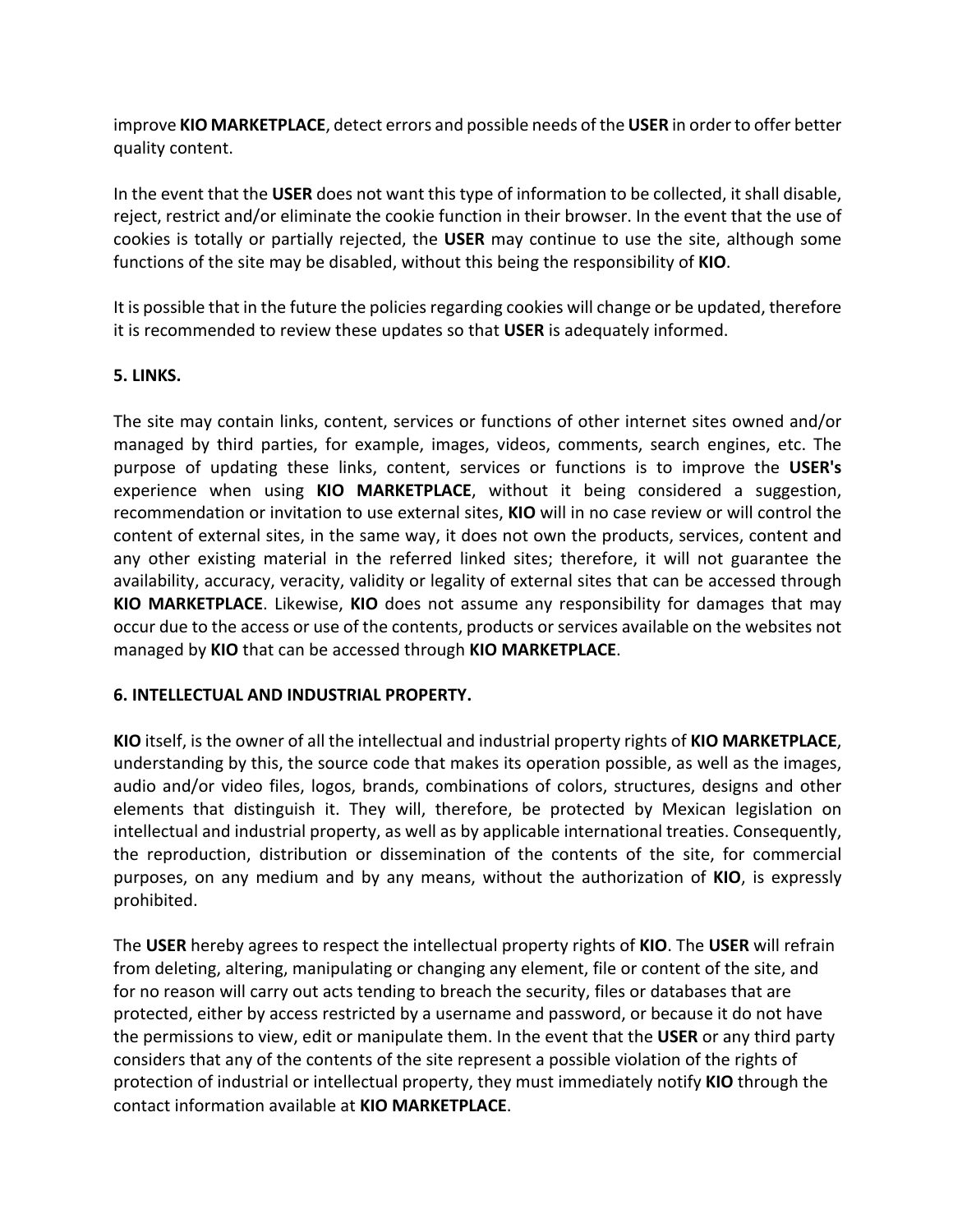improve **KIO MARKETPLACE**, detect errors and possible needs of the **USER** in order to offer better quality content.

In the event that the **USER** does not want this type of information to be collected, it shall disable, reject, restrict and/or eliminate the cookie function in their browser. In the event that the use of cookies is totally or partially rejected, the **USER** may continue to use the site, although some functions of the site may be disabled, without this being the responsibility of **KIO**.

It is possible that in the future the policies regarding cookies will change or be updated, therefore it is recommended to review these updates so that **USER** is adequately informed.

**5. LINKS.**

The site may contain links, content, services or functions of other internet sites owned and/or managed by third parties, for example, images, videos, comments, search engines, etc. The purpose of updating these links, content, services or functions is to improve the **USER's** experience when using **KIO MARKETPLACE**, without it being considered a suggestion, recommendation or invitation to use external sites, **KIO** will in no case review or will control the content of external sites, in the same way, it does not own the products, services, content and any other existing material in the referred linked sites; therefore, it will not guarantee the availability, accuracy, veracity, validity or legality of external sites that can be accessed through **KIO MARKETPLACE**. Likewise, **KIO** does not assume any responsibility for damages that may occur due to the access or use of the contents, products or services available on the websites not managed by **KIO** that can be accessed through **KIO MARKETPLACE**.

**6. INTELLECTUAL AND INDUSTRIAL PROPERTY.**

**KIO** itself, is the owner of all the intellectual and industrial property rights of **KIO MARKETPLACE**, understanding by this, the source code that makes its operation possible, as well as the images, audio and/or video files, logos, brands, combinations of colors, structures, designs and other elements that distinguish it. They will, therefore, be protected by Mexican legislation on intellectual and industrial property, as well as by applicable international treaties. Consequently, the reproduction, distribution or dissemination of the contents of the site, for commercial purposes, on any medium and by any means, without the authorization of **KIO**, is expressly prohibited.

The **USER** hereby agrees to respect the intellectual property rights of **KIO**. The **USER** will refrain from deleting, altering, manipulating or changing any element, file or content of the site, and for no reason will carry out acts tending to breach the security, files or databases that are protected, either by access restricted by a username and password, or because it do not have the permissions to view, edit or manipulate them. In the event that the **USER** or any third party considers that any of the contents of the site represent a possible violation of the rights of protection of industrial or intellectual property, they must immediately notify **KIO** through the contact information available at **KIO MARKETPLACE**.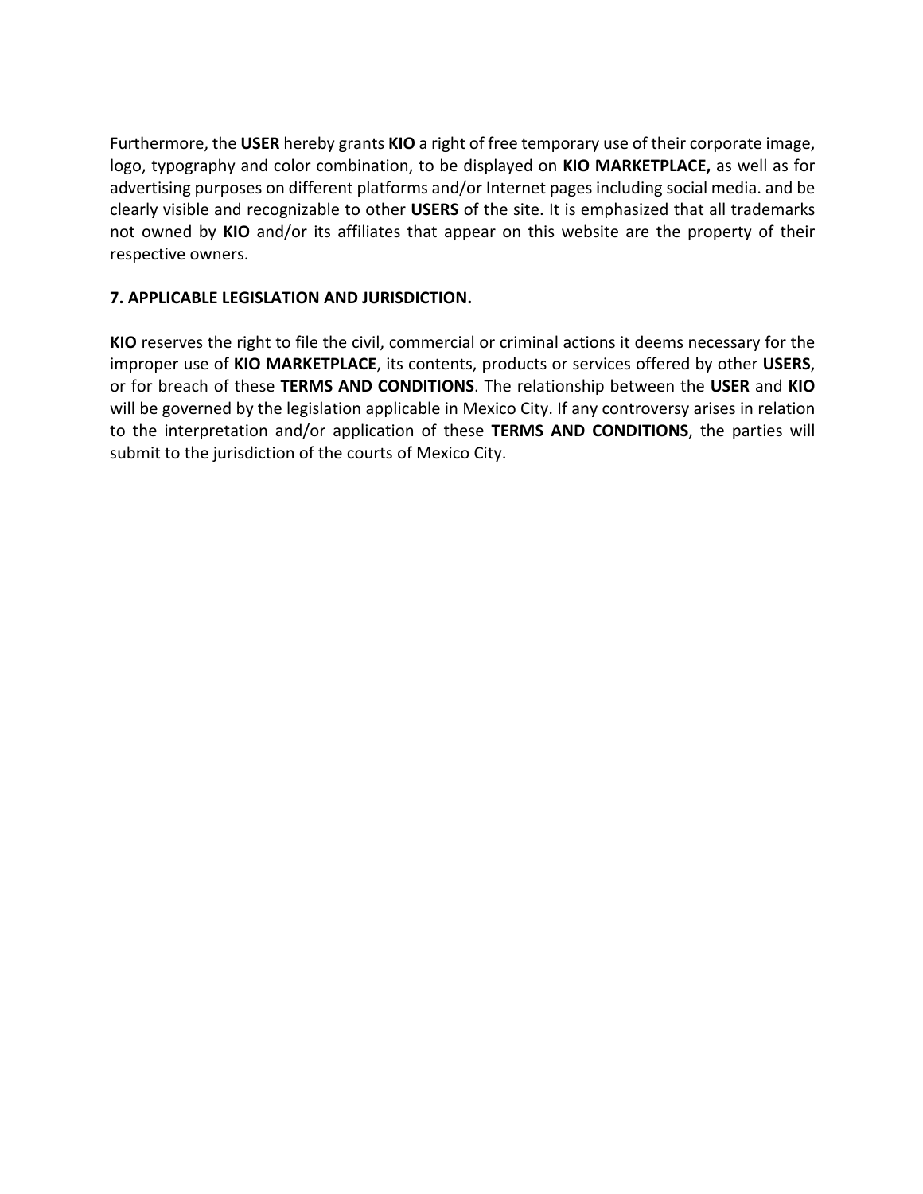Furthermore, the **USER** hereby grants **KIO** a right of free temporary use of their corporate image, logo, typography and color combination, to be displayed on **KIO MARKETPLACE,** as well as for advertising purposes on different platforms and/or Internet pages including social media. and be clearly visible and recognizable to other **USERS** of the site. It is emphasized that all trademarks not owned by **KIO** and/or its affiliates that appear on this website are the property of their respective owners.

**7. APPLICABLE LEGISLATION AND JURISDICTION.**

**KIO** reserves the right to file the civil, commercial or criminal actions it deems necessary for the improper use of **KIO MARKETPLACE**, its contents, products or services offered by other **USERS**, or for breach of these **TERMS AND CONDITIONS**. The relationship between the **USER** and **KIO** will be governed by the legislation applicable in Mexico City. If any controversy arises in relation to the interpretation and/or application of these **TERMS AND CONDITIONS**, the parties will submit to the jurisdiction of the courts of Mexico City.